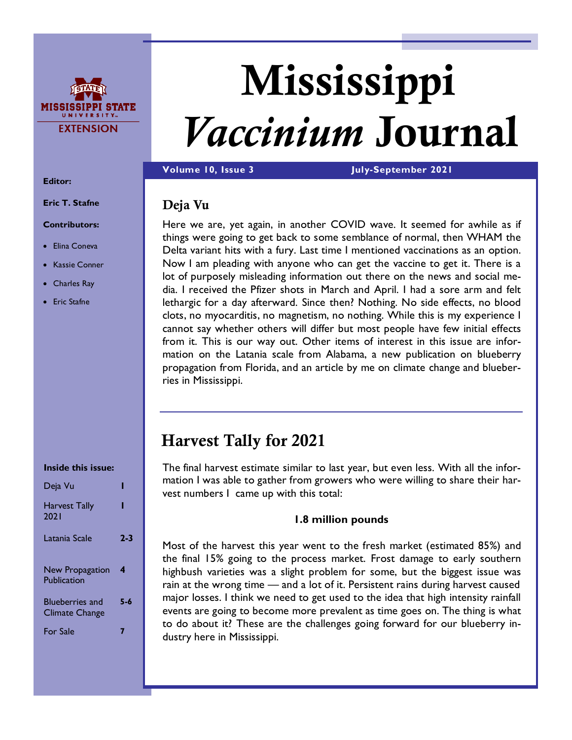# Mississippi *Vaccinium* Journal

**Volume 10, Issue 3** **July-September 2021**

MISSISSIPPI STATE UNIVERSITY EXTENSION

**Editor:**

**Eric T. Stafne**

**Contributors:**

- Elina Coneva
- Kassie Conner
- Charles Ray
- Eric Stafne

**Inside this issue:**

| | |
|---|---|
| Deja Vu | 1 |
| Harvest Tally 2021 | 1 |
| Latania Scale | 2-3 |
| New Propagation Publication | 4 |
| Blueberries and Climate Change | 5-6 |
| For Sale | 7 |

## Deja Vu

Here we are, yet again, in another COVID wave. It seemed for awhile as if things were going to get back to some semblance of normal, then WHAM the Delta variant hits with a fury. Last time I mentioned vaccinations as an option. Now I am pleading with anyone who can get the vaccine to get it. There is a lot of purposely misleading information out there on the news and social media. I received the Pfizer shots in March and April. I had a sore arm and felt lethargic for a day afterward. Since then? Nothing. No side effects, no blood clots, no myocarditis, no magnetism, no nothing. While this is my experience I cannot say whether others will differ but most people have few initial effects from it. This is our way out. Other items of interest in this issue are information on the Latania scale from Alabama, a new publication on blueberry propagation from Florida, and an article by me on climate change and blueberries in Mississippi.

## Harvest Tally for 2021

The final harvest estimate similar to last year, but even less. With all the information I was able to gather from growers who were willing to share their harvest numbers I came up with this total:

**1.8 million pounds**

Most of the harvest this year went to the fresh market (estimated 85%) and the final 15% going to the process market. Frost damage to early southern highbush varieties was a slight problem for some, but the biggest issue was rain at the wrong time — and a lot of it. Persistent rains during harvest caused major losses. I think we need to get used to the idea that high intensity rainfall events are going to become more prevalent as time goes on. The thing is what to do about it? These are the challenges going forward for our blueberry industry here in Mississippi.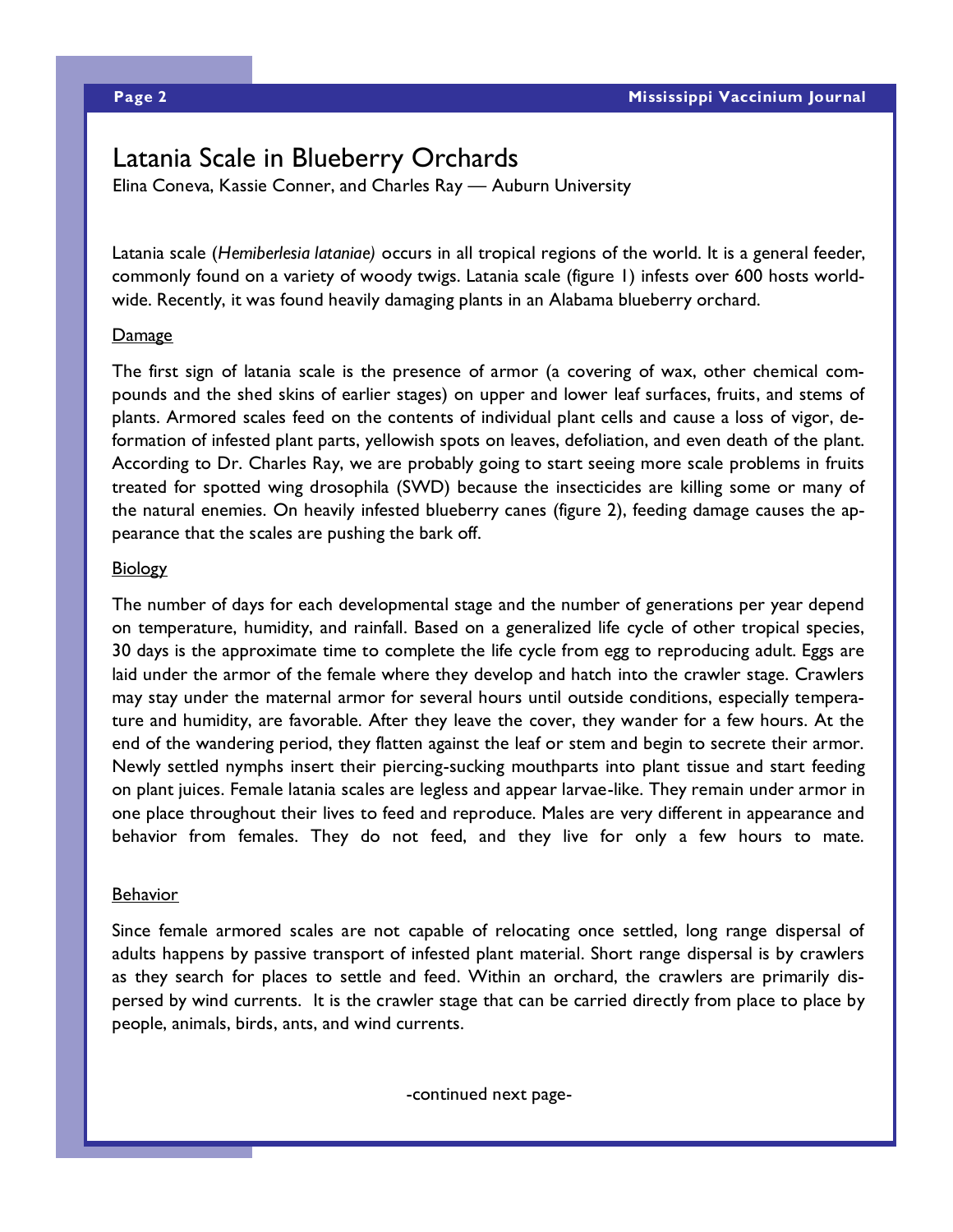# Latania Scale in Blueberry Orchards

Elina Coneva, Kassie Conner, and Charles Ray — Auburn University

Latania scale (*Hemiberlesia lataniae)* occurs in all tropical regions of the world. It is a general feeder, commonly found on a variety of woody twigs. Latania scale (figure 1) infests over 600 hosts worldwide. Recently, it was found heavily damaging plants in an Alabama blueberry orchard.

## Damage

The first sign of latania scale is the presence of armor (a covering of wax, other chemical compounds and the shed skins of earlier stages) on upper and lower leaf surfaces, fruits, and stems of plants. Armored scales feed on the contents of individual plant cells and cause a loss of vigor, deformation of infested plant parts, yellowish spots on leaves, defoliation, and even death of the plant. According to Dr. Charles Ray, we are probably going to start seeing more scale problems in fruits treated for spotted wing drosophila (SWD) because the insecticides are killing some or many of the natural enemies. On heavily infested blueberry canes (figure 2), feeding damage causes the appearance that the scales are pushing the bark off.

## Biology

The number of days for each developmental stage and the number of generations per year depend on temperature, humidity, and rainfall. Based on a generalized life cycle of other tropical species, 30 days is the approximate time to complete the life cycle from egg to reproducing adult. Eggs are laid under the armor of the female where they develop and hatch into the crawler stage. Crawlers may stay under the maternal armor for several hours until outside conditions, especially temperature and humidity, are favorable. After they leave the cover, they wander for a few hours. At the end of the wandering period, they flatten against the leaf or stem and begin to secrete their armor. Newly settled nymphs insert their piercing-sucking mouthparts into plant tissue and start feeding on plant juices. Female latania scales are legless and appear larvae-like. They remain under armor in one place throughout their lives to feed and reproduce. Males are very different in appearance and behavior from females. They do not feed, and they live for only a few hours to mate.

## Behavior

Since female armored scales are not capable of relocating once settled, long range dispersal of adults happens by passive transport of infested plant material. Short range dispersal is by crawlers as they search for places to settle and feed. Within an orchard, the crawlers are primarily dispersed by wind currents. It is the crawler stage that can be carried directly from place to place by people, animals, birds, ants, and wind currents.

-continued next page-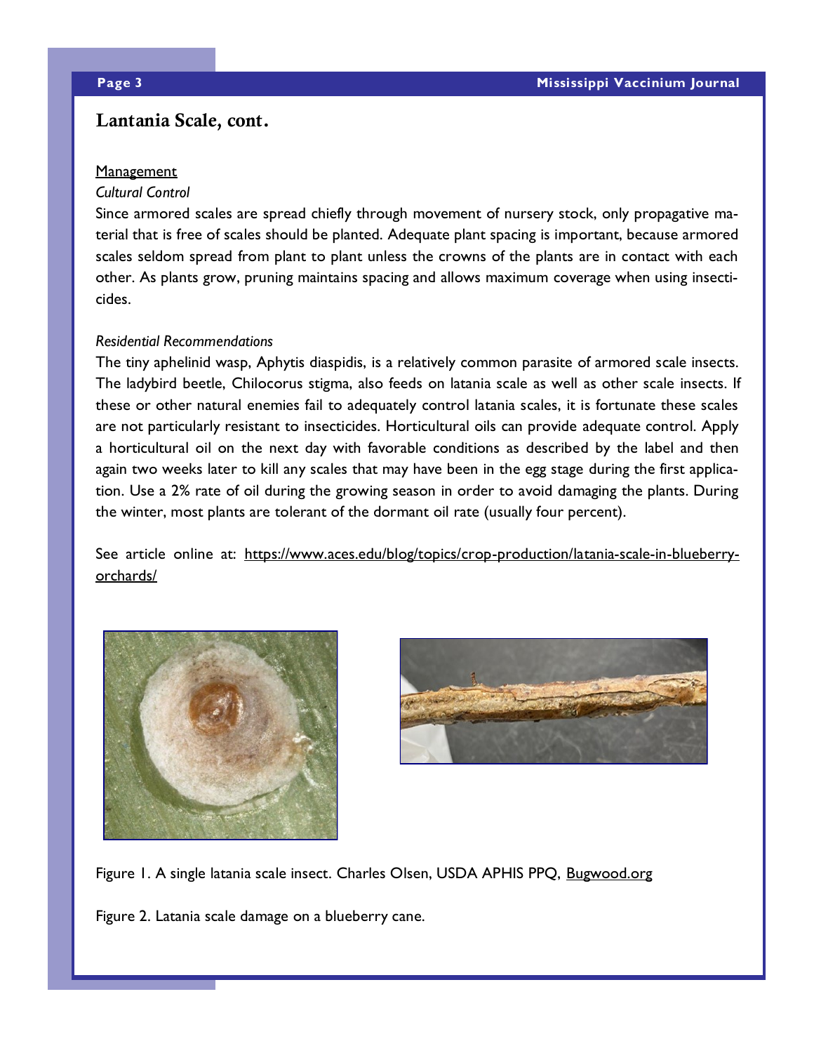## Lantania Scale, cont.

Management

*Cultural Control*

Since armored scales are spread chiefly through movement of nursery stock, only propagative material that is free of scales should be planted. Adequate plant spacing is important, because armored scales seldom spread from plant to plant unless the crowns of the plants are in contact with each other. As plants grow, pruning maintains spacing and allows maximum coverage when using insecticides.

*Residential Recommendations*

The tiny aphelinid wasp, Aphytis diaspidis, is a relatively common parasite of armored scale insects. The ladybird beetle, Chilocorus stigma, also feeds on latania scale as well as other scale insects. If these or other natural enemies fail to adequately control latania scales, it is fortunate these scales are not particularly resistant to insecticides. Horticultural oils can provide adequate control. Apply a horticultural oil on the next day with favorable conditions as described by the label and then again two weeks later to kill any scales that may have been in the egg stage during the first application. Use a 2% rate of oil during the growing season in order to avoid damaging the plants. During the winter, most plants are tolerant of the dormant oil rate (usually four percent).

See article online at: https://www.aces.edu/blog/topics/crop-production/latania-scale-in-blueberry-orchards/

Figure 1. A single latania scale insect. Charles Olsen, USDA APHIS PPQ, Bugwood.org

Figure 2. Latania scale damage on a blueberry cane.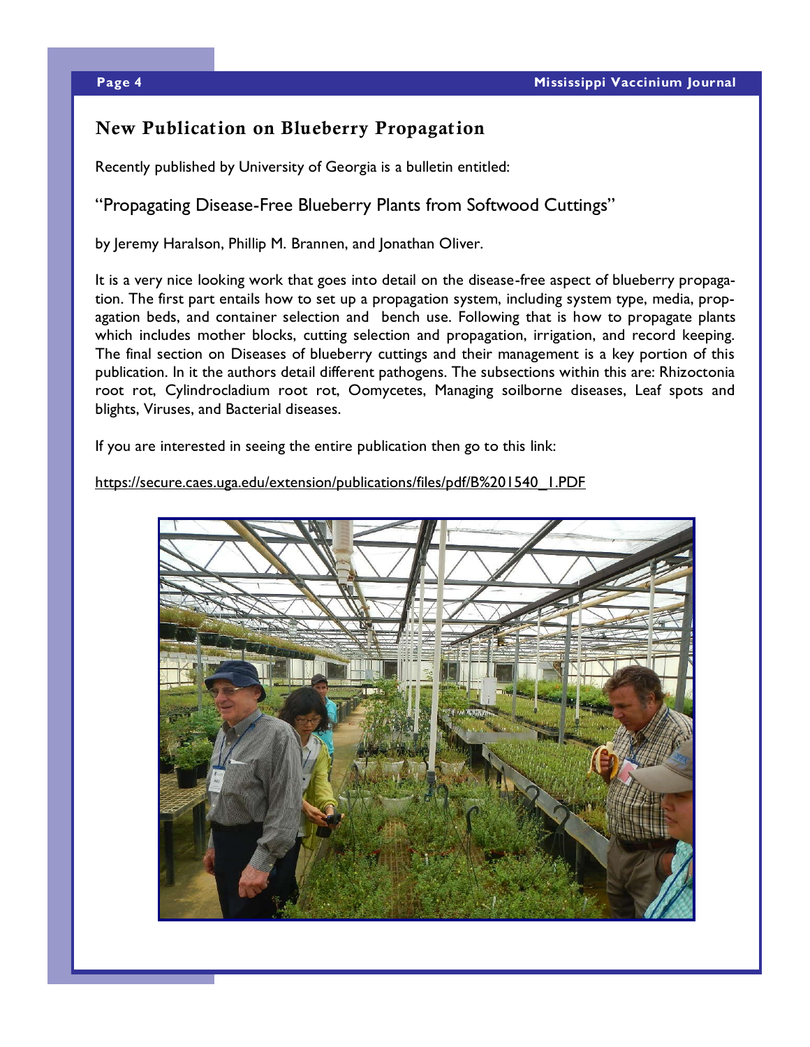## New Publication on Blueberry Propagation

Recently published by University of Georgia is a bulletin entitled:

"Propagating Disease-Free Blueberry Plants from Softwood Cuttings"

by Jeremy Haralson, Phillip M. Brannen, and Jonathan Oliver.

It is a very nice looking work that goes into detail on the disease-free aspect of blueberry propagation. The first part entails how to set up a propagation system, including system type, media, propagation beds, and container selection and bench use. Following that is how to propagate plants which includes mother blocks, cutting selection and propagation, irrigation, and record keeping. The final section on Diseases of blueberry cuttings and their management is a key portion of this publication. In it the authors detail different pathogens. The subsections within this are: Rhizoctonia root rot, Cylindrocladium root rot, Oomycetes, Managing soilborne diseases, Leaf spots and blights, Viruses, and Bacterial diseases.

If you are interested in seeing the entire publication then go to this link:

https://secure.caes.uga.edu/extension/publications/files/pdf/B%201540_1.PDF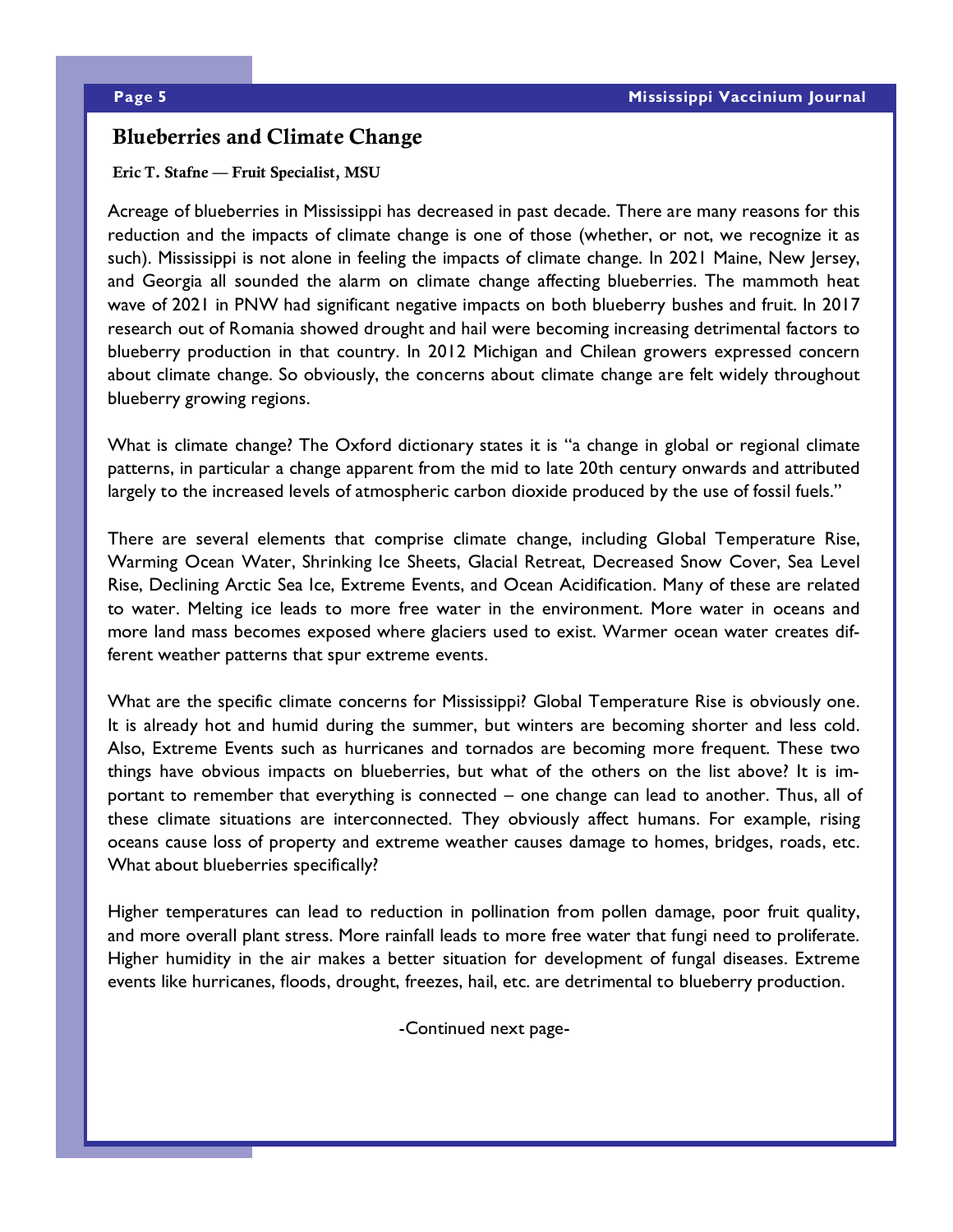## Blueberries and Climate Change

**Eric T. Stafne — Fruit Specialist, MSU**

Acreage of blueberries in Mississippi has decreased in past decade. There are many reasons for this reduction and the impacts of climate change is one of those (whether, or not, we recognize it as such). Mississippi is not alone in feeling the impacts of climate change. In 2021 Maine, New Jersey, and Georgia all sounded the alarm on climate change affecting blueberries. The mammoth heat wave of 2021 in PNW had significant negative impacts on both blueberry bushes and fruit. In 2017 research out of Romania showed drought and hail were becoming increasing detrimental factors to blueberry production in that country. In 2012 Michigan and Chilean growers expressed concern about climate change. So obviously, the concerns about climate change are felt widely throughout blueberry growing regions.

What is climate change? The Oxford dictionary states it is "a change in global or regional climate patterns, in particular a change apparent from the mid to late 20th century onwards and attributed largely to the increased levels of atmospheric carbon dioxide produced by the use of fossil fuels."

There are several elements that comprise climate change, including Global Temperature Rise, Warming Ocean Water, Shrinking Ice Sheets, Glacial Retreat, Decreased Snow Cover, Sea Level Rise, Declining Arctic Sea Ice, Extreme Events, and Ocean Acidification. Many of these are related to water. Melting ice leads to more free water in the environment. More water in oceans and more land mass becomes exposed where glaciers used to exist. Warmer ocean water creates different weather patterns that spur extreme events.

What are the specific climate concerns for Mississippi? Global Temperature Rise is obviously one. It is already hot and humid during the summer, but winters are becoming shorter and less cold. Also, Extreme Events such as hurricanes and tornados are becoming more frequent. These two things have obvious impacts on blueberries, but what of the others on the list above? It is important to remember that everything is connected – one change can lead to another. Thus, all of these climate situations are interconnected. They obviously affect humans. For example, rising oceans cause loss of property and extreme weather causes damage to homes, bridges, roads, etc. What about blueberries specifically?

Higher temperatures can lead to reduction in pollination from pollen damage, poor fruit quality, and more overall plant stress. More rainfall leads to more free water that fungi need to proliferate. Higher humidity in the air makes a better situation for development of fungal diseases. Extreme events like hurricanes, floods, drought, freezes, hail, etc. are detrimental to blueberry production.

-Continued next page-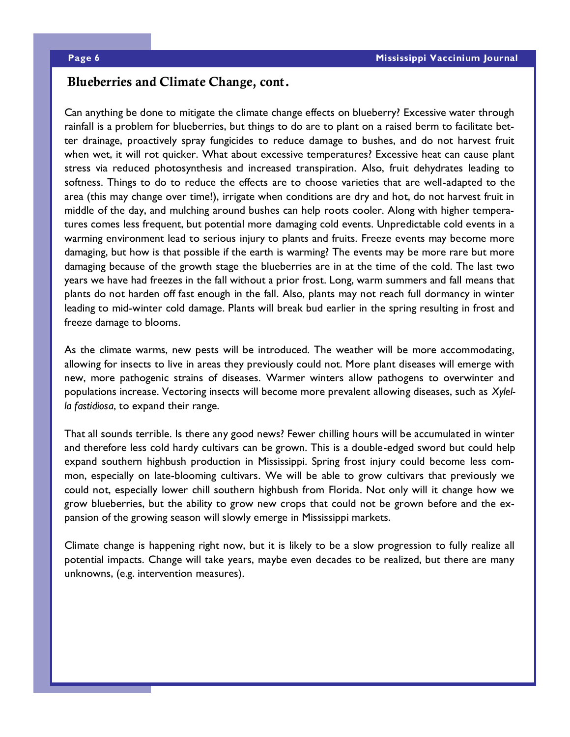## Blueberries and Climate Change, cont.

Can anything be done to mitigate the climate change effects on blueberry? Excessive water through rainfall is a problem for blueberries, but things to do are to plant on a raised berm to facilitate better drainage, proactively spray fungicides to reduce damage to bushes, and do not harvest fruit when wet, it will rot quicker. What about excessive temperatures? Excessive heat can cause plant stress via reduced photosynthesis and increased transpiration. Also, fruit dehydrates leading to softness. Things to do to reduce the effects are to choose varieties that are well-adapted to the area (this may change over time!), irrigate when conditions are dry and hot, do not harvest fruit in middle of the day, and mulching around bushes can help roots cooler. Along with higher temperatures comes less frequent, but potential more damaging cold events. Unpredictable cold events in a warming environment lead to serious injury to plants and fruits. Freeze events may become more damaging, but how is that possible if the earth is warming? The events may be more rare but more damaging because of the growth stage the blueberries are in at the time of the cold. The last two years we have had freezes in the fall without a prior frost. Long, warm summers and fall means that plants do not harden off fast enough in the fall. Also, plants may not reach full dormancy in winter leading to mid-winter cold damage. Plants will break bud earlier in the spring resulting in frost and freeze damage to blooms.

As the climate warms, new pests will be introduced. The weather will be more accommodating, allowing for insects to live in areas they previously could not. More plant diseases will emerge with new, more pathogenic strains of diseases. Warmer winters allow pathogens to overwinter and populations increase. Vectoring insects will become more prevalent allowing diseases, such as *Xylella fastidiosa*, to expand their range.

That all sounds terrible. Is there any good news? Fewer chilling hours will be accumulated in winter and therefore less cold hardy cultivars can be grown. This is a double-edged sword but could help expand southern highbush production in Mississippi. Spring frost injury could become less common, especially on late-blooming cultivars. We will be able to grow cultivars that previously we could not, especially lower chill southern highbush from Florida. Not only will it change how we grow blueberries, but the ability to grow new crops that could not be grown before and the expansion of the growing season will slowly emerge in Mississippi markets.

Climate change is happening right now, but it is likely to be a slow progression to fully realize all potential impacts. Change will take years, maybe even decades to be realized, but there are many unknowns, (e.g. intervention measures).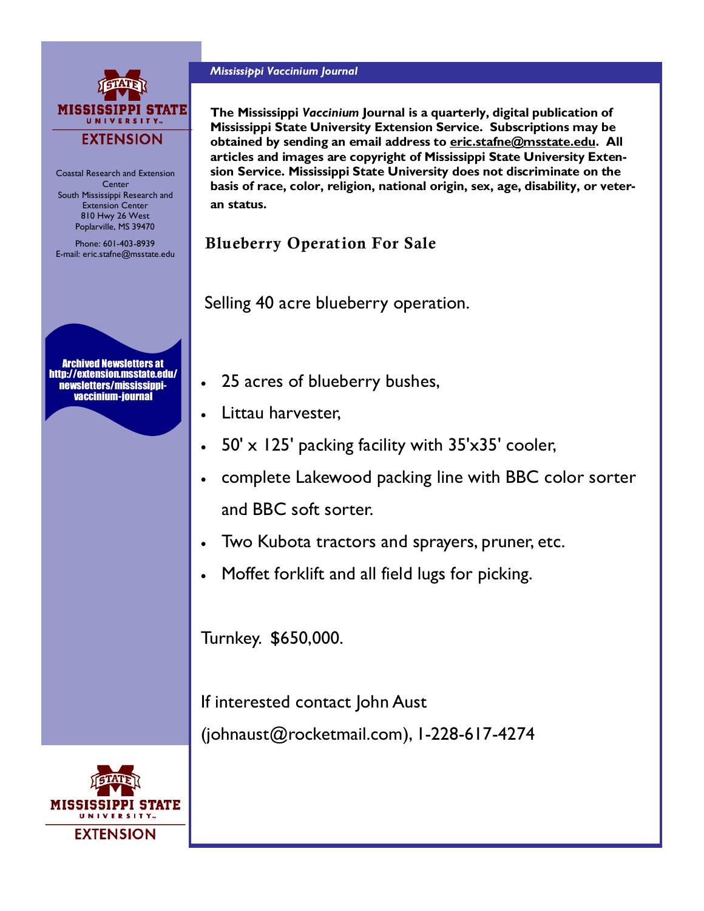**MISSISSIPPI STATE UNIVERSITY EXTENSION**

Coastal Research and Extension Center
South Mississippi Research and Extension Center
810 Hwy 26 West
Poplarville, MS 39470

Phone: 601-403-8939
E-mail: eric.stafne@msstate.edu

Archived Newsletters at http://extension.msstate.edu/newsletters/mississippi-vaccinium-journal

**The Mississippi *Vaccinium* Journal is a quarterly, digital publication of Mississippi State University Extension Service. Subscriptions may be obtained by sending an email address to eric.stafne@msstate.edu. All articles and images are copyright of Mississippi State University Extension Service. Mississippi State University does not discriminate on the basis of race, color, religion, national origin, sex, age, disability, or veteran status.**

## Blueberry Operation For Sale

Selling 40 acre blueberry operation.

- 25 acres of blueberry bushes,
- Littau harvester,
- 50' x 125' packing facility with 35'x35' cooler,
- complete Lakewood packing line with BBC color sorter and BBC soft sorter.
- Two Kubota tractors and sprayers, pruner, etc.
- Moffet forklift and all field lugs for picking.

Turnkey. $650,000.

If interested contact John Aust (johnaust@rocketmail.com), 1-228-617-4274

**MISSISSIPPI STATE UNIVERSITY EXTENSION**